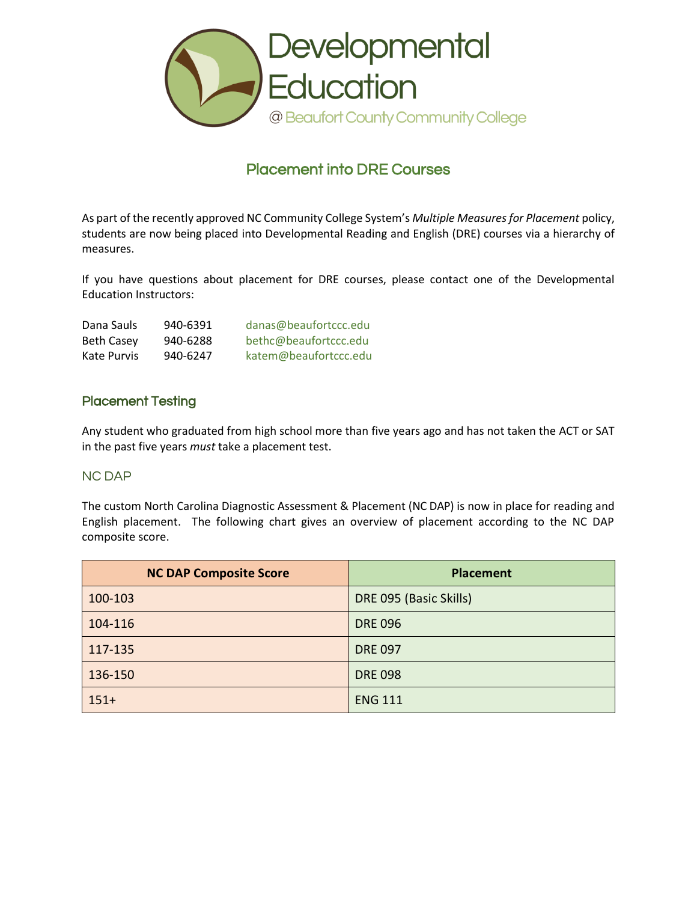# Developmental Education

@ Beaufort County Community College

## Placement into DRE Courses

As part of the recently approved NC Community College System's *Multiple Measures for Placement* policy, students are now being placed into Developmental Reading and English (DRE) courses via a hierarchy of measures.

If you have questions about placement for DRE courses, please contact one of the Developmental Education Instructors:

| | | |
|---|---|---|
| Dana Sauls | 940-6391 | danas@beaufortccc.edu |
| Beth Casey | 940-6288 | bethc@beaufortccc.edu |
| Kate Purvis | 940-6247 | katem@beaufortccc.edu |

### Placement Testing

Any student who graduated from high school more than five years ago and has not taken the ACT or SAT in the past five years *must* take a placement test.

#### NC DAP

The custom North Carolina Diagnostic Assessment & Placement (NC DAP) is now in place for reading and English placement. The following chart gives an overview of placement according to the NC DAP composite score.

| NC DAP Composite Score | Placement |
|---|---|
| 100-103 | DRE 095 (Basic Skills) |
| 104-116 | DRE 096 |
| 117-135 | DRE 097 |
| 136-150 | DRE 098 |
| 151+ | ENG 111 |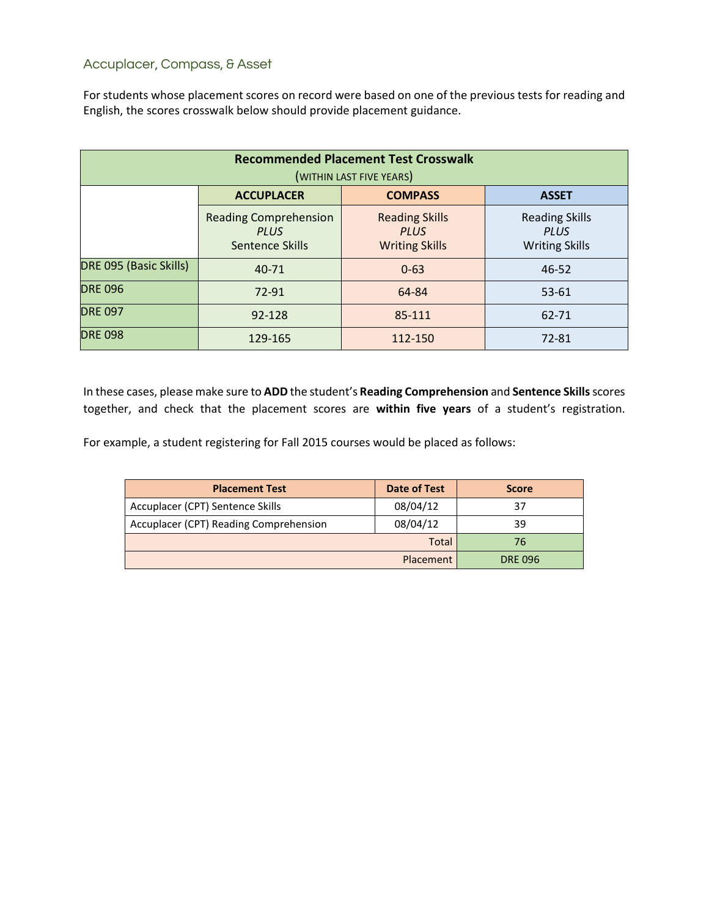## Accuplacer, Compass, & Asset

For students whose placement scores on record were based on one of the previous tests for reading and English, the scores crosswalk below should provide placement guidance.

| Recommended Placement Test Crosswalk (WITHIN LAST FIVE YEARS) | | | |
|---|---|---|---|
| | **ACCUPLACER** | **COMPASS** | **ASSET** |
| | Reading Comprehension *PLUS* Sentence Skills | Reading Skills *PLUS* Writing Skills | Reading Skills *PLUS* Writing Skills |
| DRE 095 (Basic Skills) | 40-71 | 0-63 | 46-52 |
| DRE 096 | 72-91 | 64-84 | 53-61 |
| DRE 097 | 92-128 | 85-111 | 62-71 |
| DRE 098 | 129-165 | 112-150 | 72-81 |

In these cases, please make sure to **ADD** the student's **Reading Comprehension** and **Sentence Skills** scores together, and check that the placement scores are **within five years** of a student's registration.

For example, a student registering for Fall 2015 courses would be placed as follows:

| Placement Test | Date of Test | Score |
|---|---|---|
| Accuplacer (CPT) Sentence Skills | 08/04/12 | 37 |
| Accuplacer (CPT) Reading Comprehension | 08/04/12 | 39 |
| | Total | 76 |
| | Placement | DRE 096 |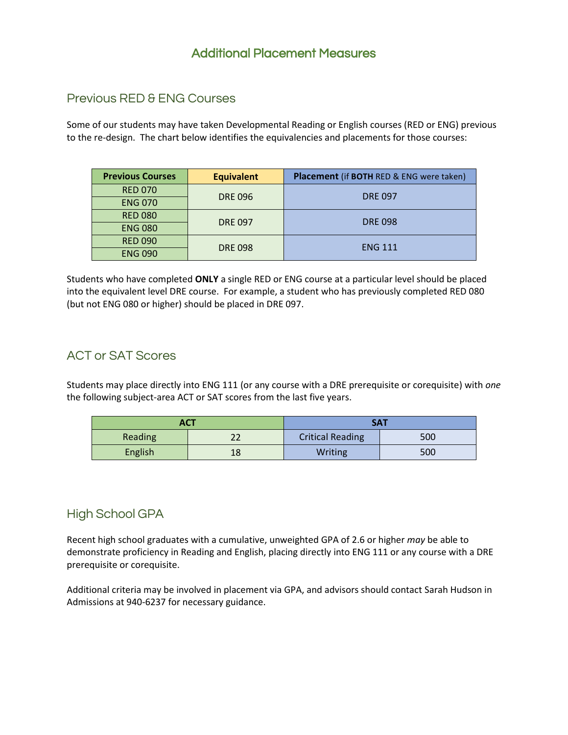# Additional Placement Measures

## Previous RED & ENG Courses

Some of our students may have taken Developmental Reading or English courses (RED or ENG) previous to the re-design. The chart below identifies the equivalencies and placements for those courses:

| Previous Courses | Equivalent | Placement (if **BOTH** RED & ENG were taken) |
|---|---|---|
| RED 070 | DRE 096 | DRE 097 |
| ENG 070 | | |
| RED 080 | DRE 097 | DRE 098 |
| ENG 080 | | |
| RED 090 | DRE 098 | ENG 111 |
| ENG 090 | | |

Students who have completed **ONLY** a single RED or ENG course at a particular level should be placed into the equivalent level DRE course. For example, a student who has previously completed RED 080 (but not ENG 080 or higher) should be placed in DRE 097.

## ACT or SAT Scores

Students may place directly into ENG 111 (or any course with a DRE prerequisite or corequisite) with *one* the following subject-area ACT or SAT scores from the last five years.

| ACT | | SAT | |
|---|---|---|---|
| Reading | 22 | Critical Reading | 500 |
| English | 18 | Writing | 500 |

## High School GPA

Recent high school graduates with a cumulative, unweighted GPA of 2.6 or higher *may* be able to demonstrate proficiency in Reading and English, placing directly into ENG 111 or any course with a DRE prerequisite or corequisite.

Additional criteria may be involved in placement via GPA, and advisors should contact Sarah Hudson in Admissions at 940-6237 for necessary guidance.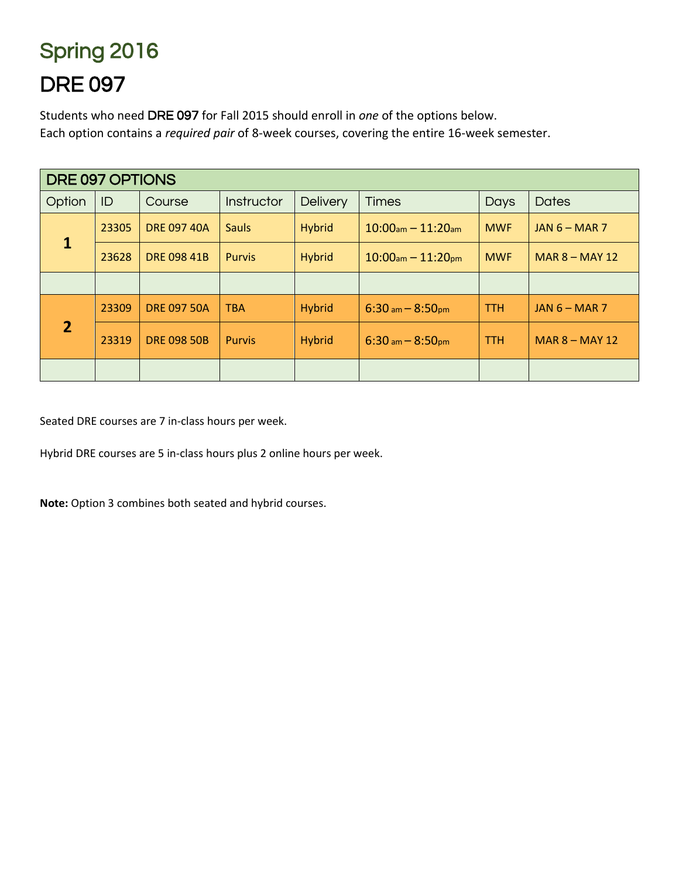# Spring 2016

# DRE 097

Students who need DRE 097 for Fall 2015 should enroll in *one* of the options below.
Each option contains a *required pair* of 8-week courses, covering the entire 16-week semester.

| DRE 097 OPTIONS | | | | | | | |
|---|---|---|---|---|---|---|---|
| Option | ID | Course | Instructor | Delivery | Times | Days | Dates |
| **1** | 23305 | DRE 097 40A | Sauls | Hybrid | 10:00am – 11:20am | MWF | JAN 6 – MAR 7 |
| | 23628 | DRE 098 41B | Purvis | Hybrid | 10:00am – 11:20pm | MWF | MAR 8 – MAY 12 |
| | | | | | | | |
| **2** | 23309 | DRE 097 50A | TBA | Hybrid | 6:30 am – 8:50pm | TTH | JAN 6 – MAR 7 |
| | 23319 | DRE 098 50B | Purvis | Hybrid | 6:30 am – 8:50pm | TTH | MAR 8 – MAY 12 |
| | | | | | | | |

Seated DRE courses are 7 in-class hours per week.

Hybrid DRE courses are 5 in-class hours plus 2 online hours per week.

**Note:** Option 3 combines both seated and hybrid courses.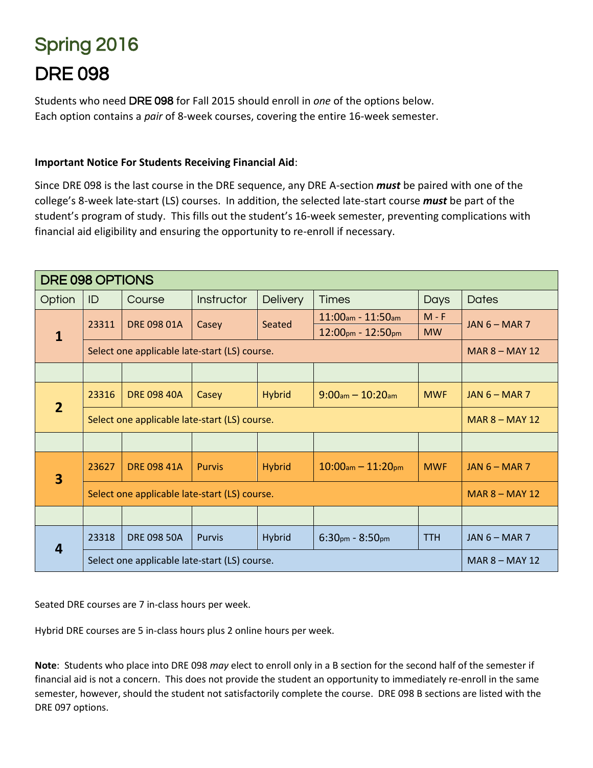# Spring 2016

# DRE 098

Students who need DRE 098 for Fall 2015 should enroll in *one* of the options below.
Each option contains a *pair* of 8-week courses, covering the entire 16-week semester.

**Important Notice For Students Receiving Financial Aid**:

Since DRE 098 is the last course in the DRE sequence, any DRE A-section ***must*** be paired with one of the college's 8-week late-start (LS) courses. In addition, the selected late-start course ***must*** be part of the student's program of study. This fills out the student's 16-week semester, preventing complications with financial aid eligibility and ensuring the opportunity to re-enroll if necessary.

| DRE 098 OPTIONS | | | | | | | |
|---|---|---|---|---|---|---|---|
| Option | ID | Course | Instructor | Delivery | Times | Days | Dates |
| **1** | 23311 | DRE 098 01A | Casey | Seated | 11:00am - 11:50am | M - F | JAN 6 – MAR 7 |
| | | | | | 12:00pm - 12:50pm | MW | |
| | Select one applicable late-start (LS) course. | | | | | | MAR 8 – MAY 12 |
| | | | | | | | |
| **2** | 23316 | DRE 098 40A | Casey | Hybrid | 9:00am – 10:20am | MWF | JAN 6 – MAR 7 |
| | Select one applicable late-start (LS) course. | | | | | | MAR 8 – MAY 12 |
| | | | | | | | |
| **3** | 23627 | DRE 098 41A | Purvis | Hybrid | 10:00am – 11:20pm | MWF | JAN 6 – MAR 7 |
| | Select one applicable late-start (LS) course. | | | | | | MAR 8 – MAY 12 |
| | | | | | | | |
| **4** | 23318 | DRE 098 50A | Purvis | Hybrid | 6:30pm - 8:50pm | TTH | JAN 6 – MAR 7 |
| | Select one applicable late-start (LS) course. | | | | | | MAR 8 – MAY 12 |

Seated DRE courses are 7 in-class hours per week.

Hybrid DRE courses are 5 in-class hours plus 2 online hours per week.

**Note**: Students who place into DRE 098 *may* elect to enroll only in a B section for the second half of the semester if financial aid is not a concern. This does not provide the student an opportunity to immediately re-enroll in the same semester, however, should the student not satisfactorily complete the course. DRE 098 B sections are listed with the DRE 097 options.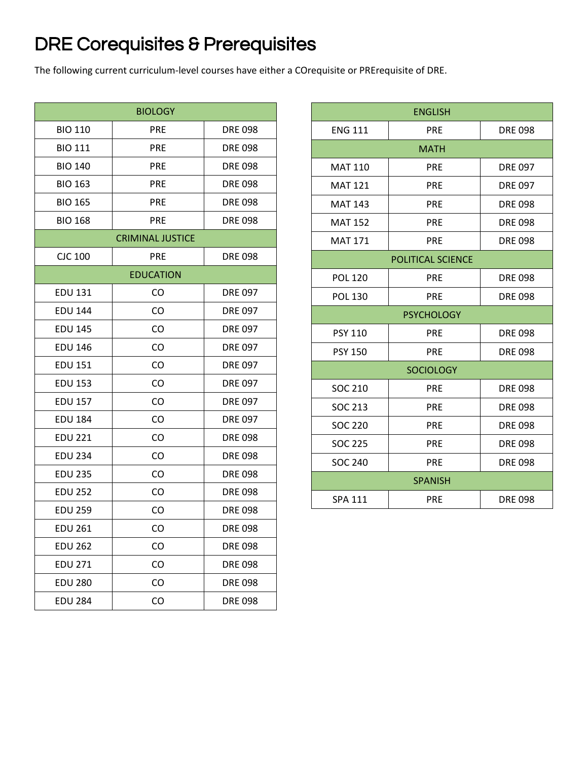# DRE Corequisites & Prerequisites

The following current curriculum-level courses have either a COrequisite or PRErequisite of DRE.

| | | |
|---|---|---|
| BIOLOGY | | |
| BIO 110 | PRE | DRE 098 |
| BIO 111 | PRE | DRE 098 |
| BIO 140 | PRE | DRE 098 |
| BIO 163 | PRE | DRE 098 |
| BIO 165 | PRE | DRE 098 |
| BIO 168 | PRE | DRE 098 |
| CRIMINAL JUSTICE | | |
| CJC 100 | PRE | DRE 098 |
| EDUCATION | | |
| EDU 131 | CO | DRE 097 |
| EDU 144 | CO | DRE 097 |
| EDU 145 | CO | DRE 097 |
| EDU 146 | CO | DRE 097 |
| EDU 151 | CO | DRE 097 |
| EDU 153 | CO | DRE 097 |
| EDU 157 | CO | DRE 097 |
| EDU 184 | CO | DRE 097 |
| EDU 221 | CO | DRE 098 |
| EDU 234 | CO | DRE 098 |
| EDU 235 | CO | DRE 098 |
| EDU 252 | CO | DRE 098 |
| EDU 259 | CO | DRE 098 |
| EDU 261 | CO | DRE 098 |
| EDU 262 | CO | DRE 098 |
| EDU 271 | CO | DRE 098 |
| EDU 280 | CO | DRE 098 |
| EDU 284 | CO | DRE 098 |

| | | |
|---|---|---|
| ENGLISH | | |
| ENG 111 | PRE | DRE 098 |
| MATH | | |
| MAT 110 | PRE | DRE 097 |
| MAT 121 | PRE | DRE 097 |
| MAT 143 | PRE | DRE 098 |
| MAT 152 | PRE | DRE 098 |
| MAT 171 | PRE | DRE 098 |
| POLITICAL SCIENCE | | |
| POL 120 | PRE | DRE 098 |
| POL 130 | PRE | DRE 098 |
| PSYCHOLOGY | | |
| PSY 110 | PRE | DRE 098 |
| PSY 150 | PRE | DRE 098 |
| SOCIOLOGY | | |
| SOC 210 | PRE | DRE 098 |
| SOC 213 | PRE | DRE 098 |
| SOC 220 | PRE | DRE 098 |
| SOC 225 | PRE | DRE 098 |
| SOC 240 | PRE | DRE 098 |
| SPANISH | | |
| SPA 111 | PRE | DRE 098 |